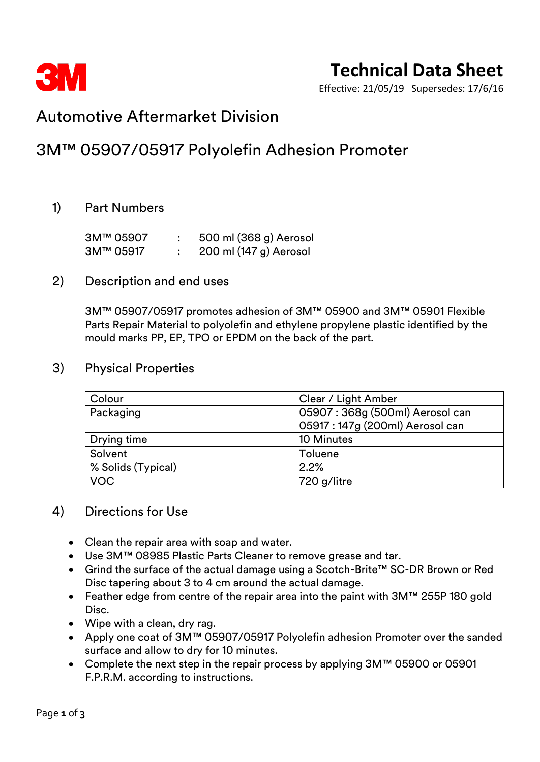3M

# Technical Data Sheet

Effective: 21/05/19 Supersedes: 17/6/16

## Automotive Aftermarket Division

## 3M™ 05907/05917 Polyolefin Adhesion Promoter

### 1) Part Numbers

3M™ 05907 : 500 ml (368 g) Aerosol
3M™ 05917 : 200 ml (147 g) Aerosol

### 2) Description and end uses

3M™ 05907/05917 promotes adhesion of 3M™ 05900 and 3M™ 05901 Flexible Parts Repair Material to polyolefin and ethylene propylene plastic identified by the mould marks PP, EP, TPO or EPDM on the back of the part.

### 3) Physical Properties

| Colour | Clear / Light Amber |
|---|---|
| Packaging | 05907 : 368g (500ml) Aerosol can<br>05917 : 147g (200ml) Aerosol can |
| Drying time | 10 Minutes |
| Solvent | Toluene |
| % Solids (Typical) | 2.2% |
| VOC | 720 g/litre |

### 4) Directions for Use

- Clean the repair area with soap and water.
- Use 3M™ 08985 Plastic Parts Cleaner to remove grease and tar.
- Grind the surface of the actual damage using a Scotch-Brite™ SC-DR Brown or Red Disc tapering about 3 to 4 cm around the actual damage.
- Feather edge from centre of the repair area into the paint with 3M™ 255P 180 gold Disc.
- Wipe with a clean, dry rag.
- Apply one coat of 3M™ 05907/05917 Polyolefin adhesion Promoter over the sanded surface and allow to dry for 10 minutes.
- Complete the next step in the repair process by applying 3M™ 05900 or 05901 F.P.R.M. according to instructions.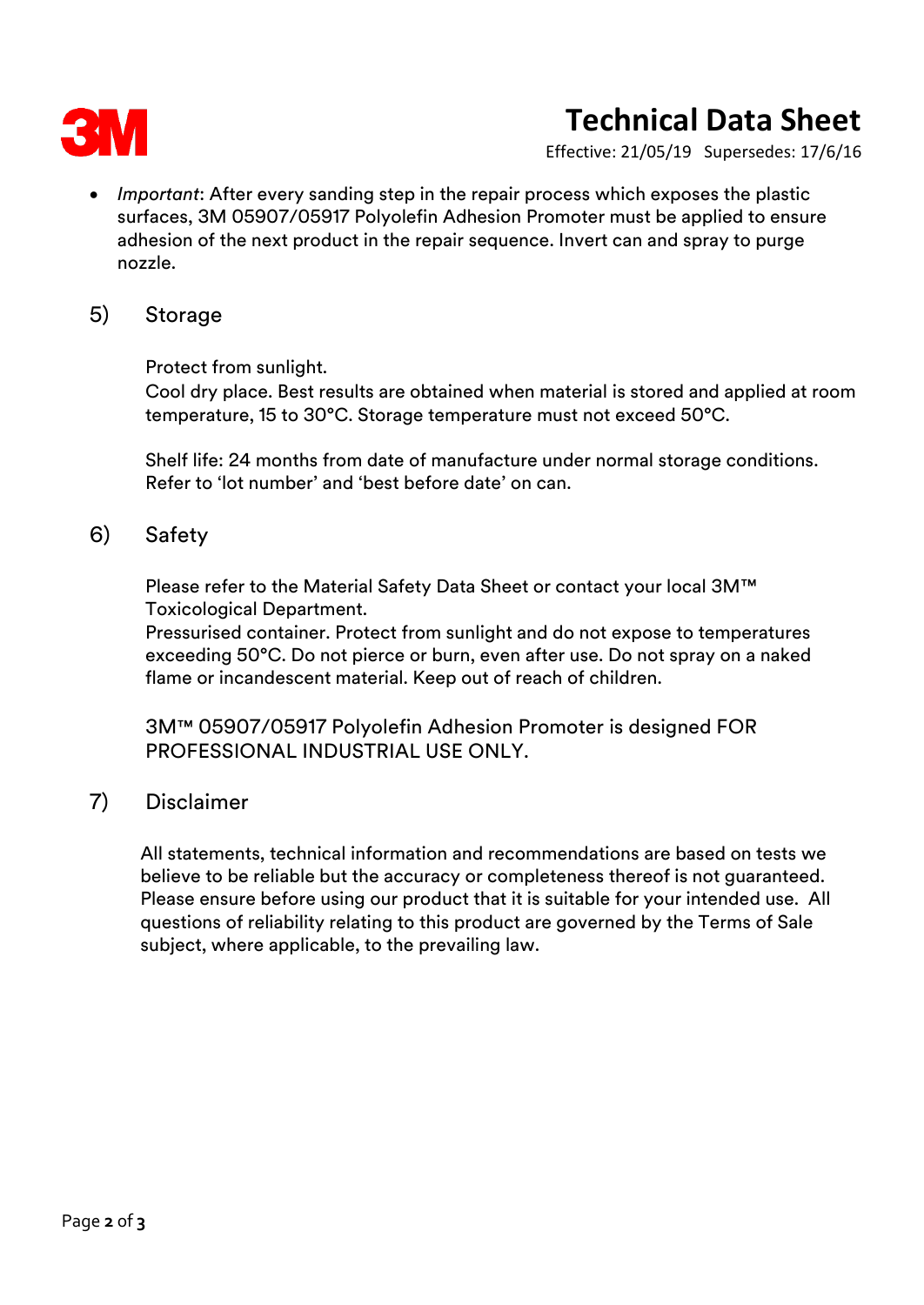- *Important*: After every sanding step in the repair process which exposes the plastic surfaces, 3M 05907/05917 Polyolefin Adhesion Promoter must be applied to ensure adhesion of the next product in the repair sequence. Invert can and spray to purge nozzle.

## 5) Storage

Protect from sunlight.
Cool dry place. Best results are obtained when material is stored and applied at room temperature, 15 to 30°C. Storage temperature must not exceed 50°C.

Shelf life: 24 months from date of manufacture under normal storage conditions. Refer to 'lot number' and 'best before date' on can.

## 6) Safety

Please refer to the Material Safety Data Sheet or contact your local 3M™ Toxicological Department.
Pressurised container. Protect from sunlight and do not expose to temperatures exceeding 50°C. Do not pierce or burn, even after use. Do not spray on a naked flame or incandescent material. Keep out of reach of children.

3M™ 05907/05917 Polyolefin Adhesion Promoter is designed FOR PROFESSIONAL INDUSTRIAL USE ONLY.

## 7) Disclaimer

All statements, technical information and recommendations are based on tests we believe to be reliable but the accuracy or completeness thereof is not guaranteed. Please ensure before using our product that it is suitable for your intended use. All questions of reliability relating to this product are governed by the Terms of Sale subject, where applicable, to the prevailing law.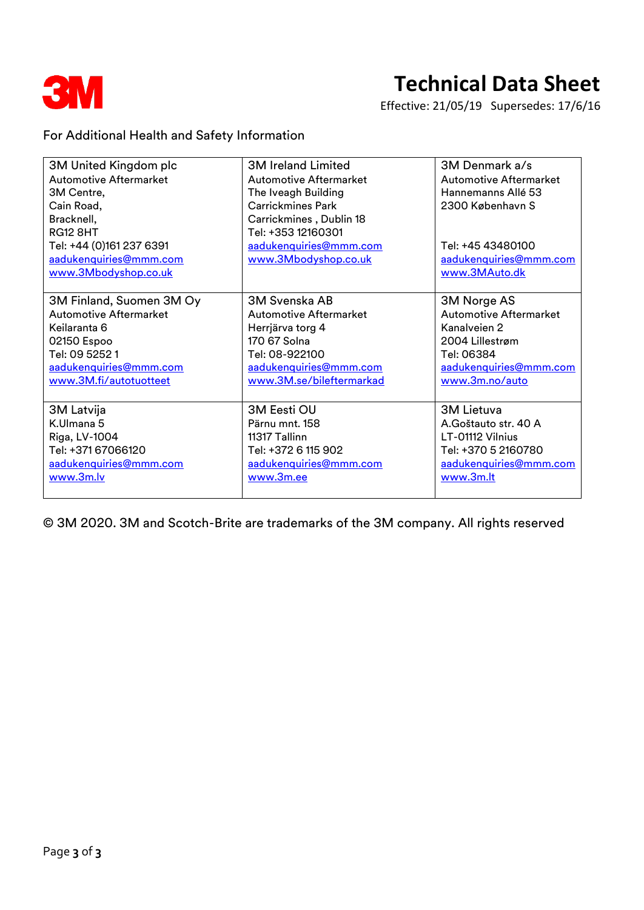# Technical Data Sheet

Effective: 21/05/19 Supersedes: 17/6/16

For Additional Health and Safety Information

| | | |
|---|---|---|
| 3M United Kingdom plc<br>Automotive Aftermarket<br>3M Centre,<br>Cain Road,<br>Bracknell,<br>RG12 8HT<br>Tel: +44 (0)161 237 6391<br>aadukenquiries@mmm.com<br>www.3Mbodyshop.co.uk | 3M Ireland Limited<br>Automotive Aftermarket<br>The Iveagh Building<br>Carrickmines Park<br>Carrickmines , Dublin 18<br>Tel: +353 12160301<br>aadukenquiries@mmm.com<br>www.3Mbodyshop.co.uk | 3M Denmark a/s<br>Automotive Aftermarket<br>Hannemanns Allé 53<br>2300 København S<br><br>Tel: +45 43480100<br>aadukenquiries@mmm.com<br>www.3MAuto.dk |
| 3M Finland, Suomen 3M Oy<br>Automotive Aftermarket<br>Keilaranta 6<br>02150 Espoo<br>Tel: 09 5252 1<br>aadukenquiries@mmm.com<br>www.3M.fi/autotuotteet | 3M Svenska AB<br>Automotive Aftermarket<br>Herrjärva torg 4<br>170 67 Solna<br>Tel: 08-922100<br>aadukenquiries@mmm.com<br>www.3M.se/bileftermarkad | 3M Norge AS<br>Automotive Aftermarket<br>Kanalveien 2<br>2004 Lillestrøm<br>Tel: 06384<br>aadukenquiries@mmm.com<br>www.3m.no/auto |
| 3M Latvija<br>K.Ulmana 5<br>Riga, LV-1004<br>Tel: +371 67066120<br>aadukenquiries@mmm.com<br>www.3m.lv | 3M Eesti OU<br>Pärnu mnt. 158<br>11317 Tallinn<br>Tel: +372 6 115 902<br>aadukenquiries@mmm.com<br>www.3m.ee | 3M Lietuva<br>A.Goštauto str. 40 A<br>LT-01112 Vilnius<br>Tel: +370 5 2160780<br>aadukenquiries@mmm.com<br>www.3m.lt |

© 3M 2020. 3M and Scotch-Brite are trademarks of the 3M company. All rights reserved